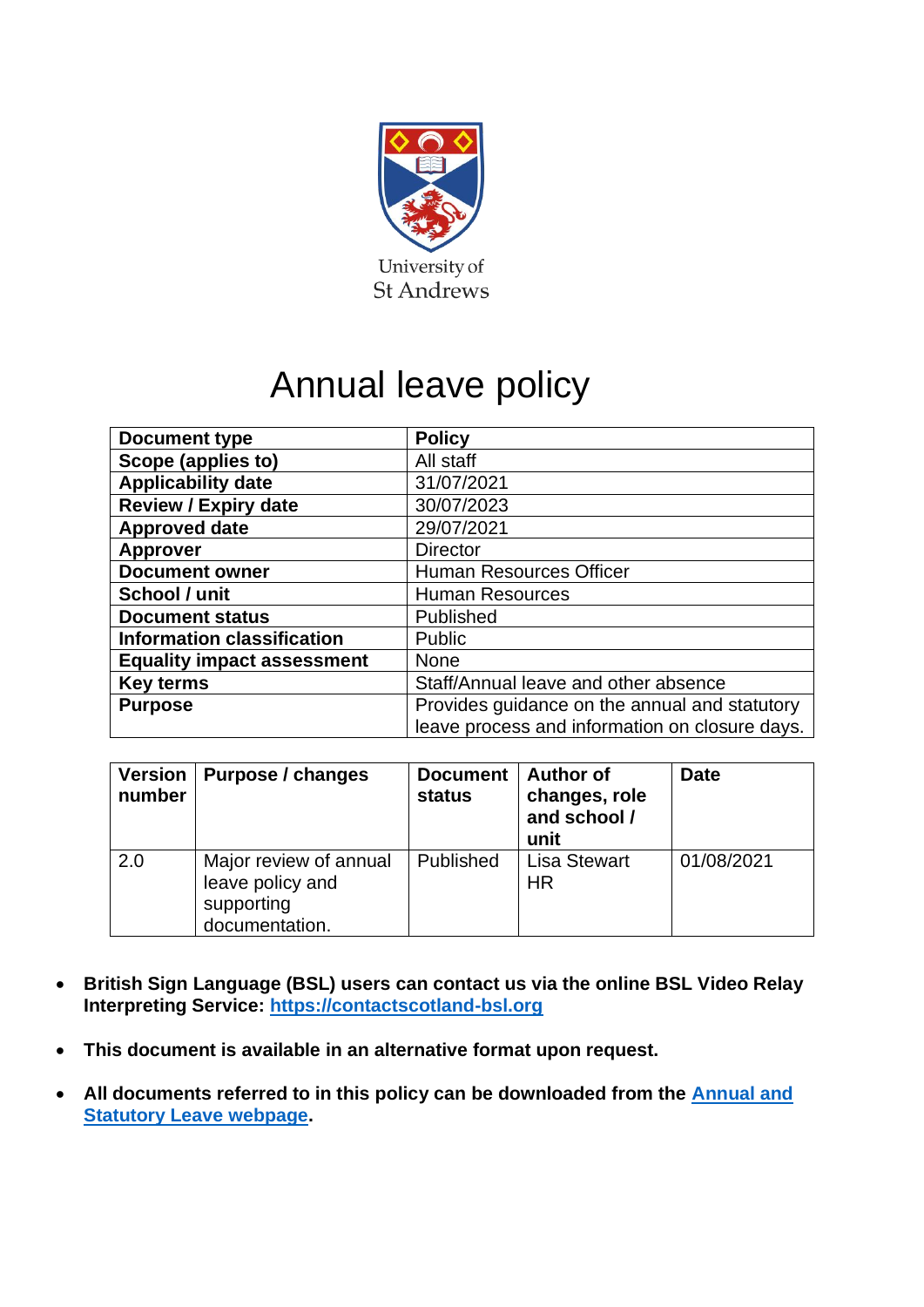University of St Andrews

# Annual leave policy

| Document type | Policy |
|---|---|
| Scope (applies to) | All staff |
| Applicability date | 31/07/2021 |
| Review / Expiry date | 30/07/2023 |
| Approved date | 29/07/2021 |
| Approver | Director |
| Document owner | Human Resources Officer |
| School / unit | Human Resources |
| Document status | Published |
| Information classification | Public |
| Equality impact assessment | None |
| Key terms | Staff/Annual leave and other absence |
| Purpose | Provides guidance on the annual and statutory leave process and information on closure days. |

| Version number | Purpose / changes | Document status | Author of changes, role and school / unit | Date |
|---|---|---|---|---|
| 2.0 | Major review of annual leave policy and supporting documentation. | Published | Lisa Stewart HR | 01/08/2021 |

- **British Sign Language (BSL) users can contact us via the online BSL Video Relay Interpreting Service: [https://contactscotland-bsl.org](https://contactscotland-bsl.org)**
- **This document is available in an alternative format upon request.**
- **All documents referred to in this policy can be downloaded from the [Annual and Statutory Leave webpage](#).**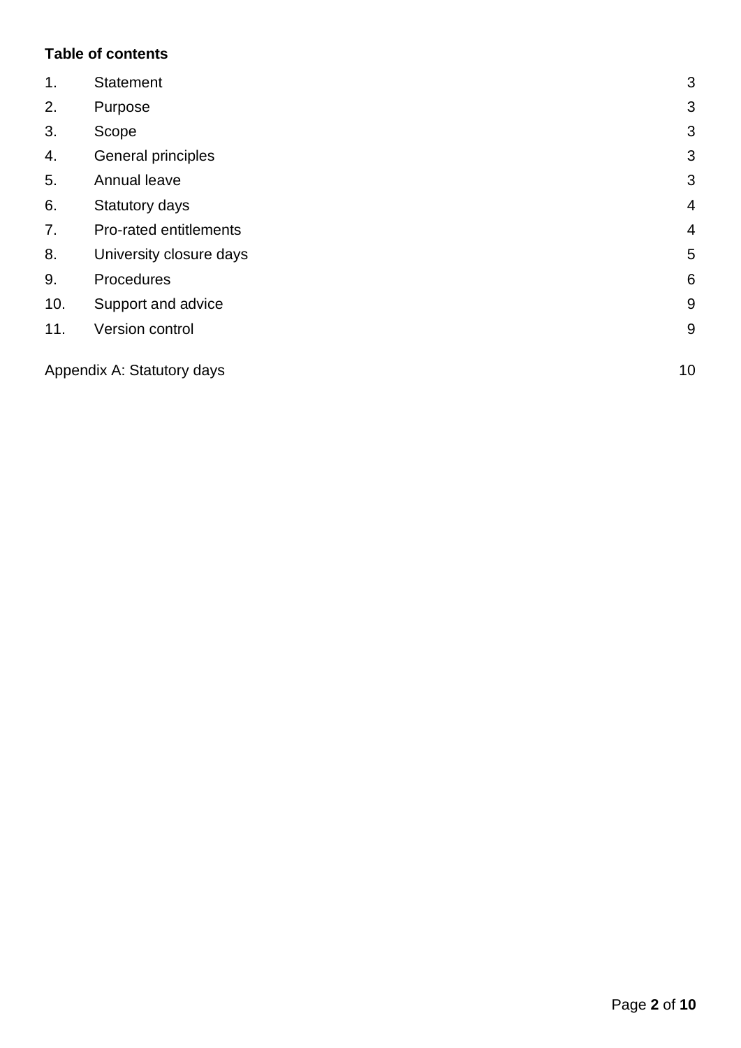**Table of contents**

| | | |
|---|---|---|
| 1. | Statement | 3 |
| 2. | Purpose | 3 |
| 3. | Scope | 3 |
| 4. | General principles | 3 |
| 5. | Annual leave | 3 |
| 6. | Statutory days | 4 |
| 7. | Pro-rated entitlements | 4 |
| 8. | University closure days | 5 |
| 9. | Procedures | 6 |
| 10. | Support and advice | 9 |
| 11. | Version control | 9 |

| | |
|---|---|
| Appendix A: Statutory days | 10 |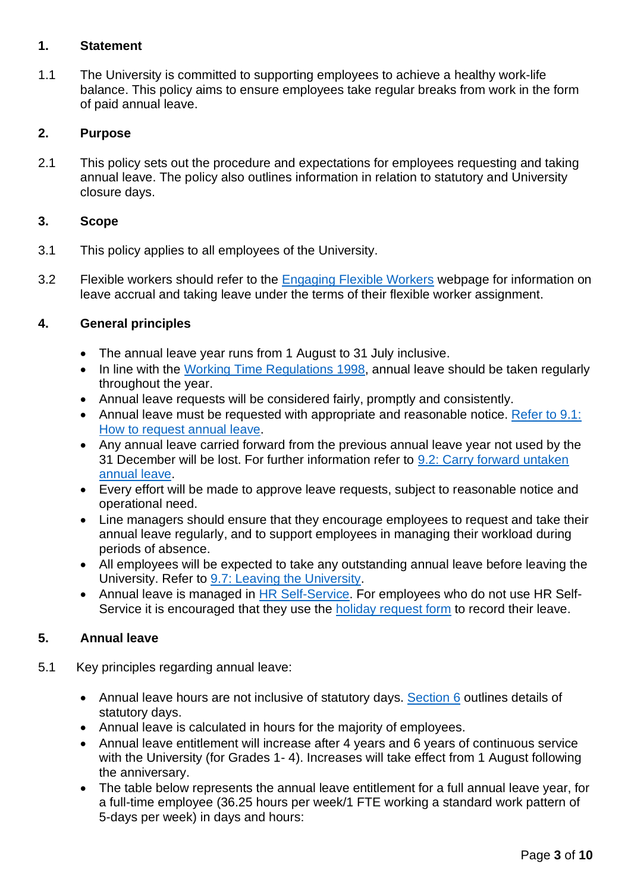## 1. Statement

1.1 The University is committed to supporting employees to achieve a healthy work-life balance. This policy aims to ensure employees take regular breaks from work in the form of paid annual leave.

## 2. Purpose

2.1 This policy sets out the procedure and expectations for employees requesting and taking annual leave. The policy also outlines information in relation to statutory and University closure days.

## 3. Scope

3.1 This policy applies to all employees of the University.

3.2 Flexible workers should refer to the Engaging Flexible Workers webpage for information on leave accrual and taking leave under the terms of their flexible worker assignment.

## 4. General principles

- The annual leave year runs from 1 August to 31 July inclusive.
- In line with the Working Time Regulations 1998, annual leave should be taken regularly throughout the year.
- Annual leave requests will be considered fairly, promptly and consistently.
- Annual leave must be requested with appropriate and reasonable notice. Refer to 9.1: How to request annual leave.
- Any annual leave carried forward from the previous annual leave year not used by the 31 December will be lost. For further information refer to 9.2: Carry forward untaken annual leave.
- Every effort will be made to approve leave requests, subject to reasonable notice and operational need.
- Line managers should ensure that they encourage employees to request and take their annual leave regularly, and to support employees in managing their workload during periods of absence.
- All employees will be expected to take any outstanding annual leave before leaving the University. Refer to 9.7: Leaving the University.
- Annual leave is managed in HR Self-Service. For employees who do not use HR Self-Service it is encouraged that they use the holiday request form to record their leave.

## 5. Annual leave

5.1 Key principles regarding annual leave:

- Annual leave hours are not inclusive of statutory days. Section 6 outlines details of statutory days.
- Annual leave is calculated in hours for the majority of employees.
- Annual leave entitlement will increase after 4 years and 6 years of continuous service with the University (for Grades 1- 4). Increases will take effect from 1 August following the anniversary.
- The table below represents the annual leave entitlement for a full annual leave year, for a full-time employee (36.25 hours per week/1 FTE working a standard work pattern of 5-days per week) in days and hours: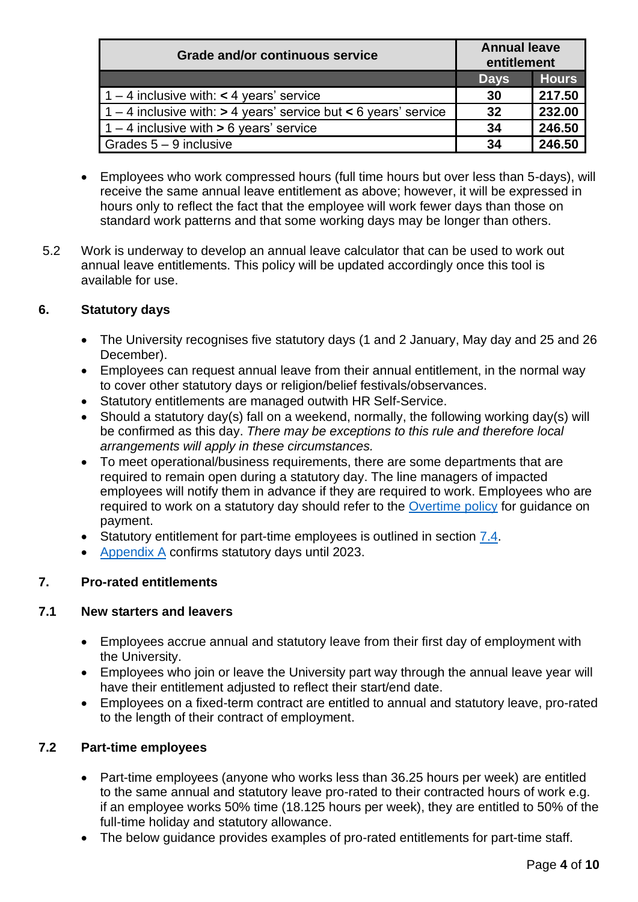| Grade and/or continuous service | Annual leave entitlement | |
|---|---|---|
| | **Days** | **Hours** |
| 1 – 4 inclusive with: **<** 4 years' service | **30** | **217.50** |
| 1 – 4 inclusive with: **>** 4 years' service but **<** 6 years' service | **32** | **232.00** |
| 1 – 4 inclusive with **>** 6 years' service | **34** | **246.50** |
| Grades 5 – 9 inclusive | **34** | **246.50** |

- Employees who work compressed hours (full time hours but over less than 5-days), will receive the same annual leave entitlement as above; however, it will be expressed in hours only to reflect the fact that the employee will work fewer days than those on standard work patterns and that some working days may be longer than others.

5.2 Work is underway to develop an annual leave calculator that can be used to work out annual leave entitlements. This policy will be updated accordingly once this tool is available for use.

## 6. Statutory days

- The University recognises five statutory days (1 and 2 January, May day and 25 and 26 December).
- Employees can request annual leave from their annual entitlement, in the normal way to cover other statutory days or religion/belief festivals/observances.
- Statutory entitlements are managed outwith HR Self-Service.
- Should a statutory day(s) fall on a weekend, normally, the following working day(s) will be confirmed as this day. *There may be exceptions to this rule and therefore local arrangements will apply in these circumstances.*
- To meet operational/business requirements, there are some departments that are required to remain open during a statutory day. The line managers of impacted employees will notify them in advance if they are required to work. Employees who are required to work on a statutory day should refer to the Overtime policy for guidance on payment.
- Statutory entitlement for part-time employees is outlined in section 7.4.
- Appendix A confirms statutory days until 2023.

## 7. Pro-rated entitlements

### 7.1 New starters and leavers

- Employees accrue annual and statutory leave from their first day of employment with the University.
- Employees who join or leave the University part way through the annual leave year will have their entitlement adjusted to reflect their start/end date.
- Employees on a fixed-term contract are entitled to annual and statutory leave, pro-rated to the length of their contract of employment.

### 7.2 Part-time employees

- Part-time employees (anyone who works less than 36.25 hours per week) are entitled to the same annual and statutory leave pro-rated to their contracted hours of work e.g. if an employee works 50% time (18.125 hours per week), they are entitled to 50% of the full-time holiday and statutory allowance.
- The below guidance provides examples of pro-rated entitlements for part-time staff.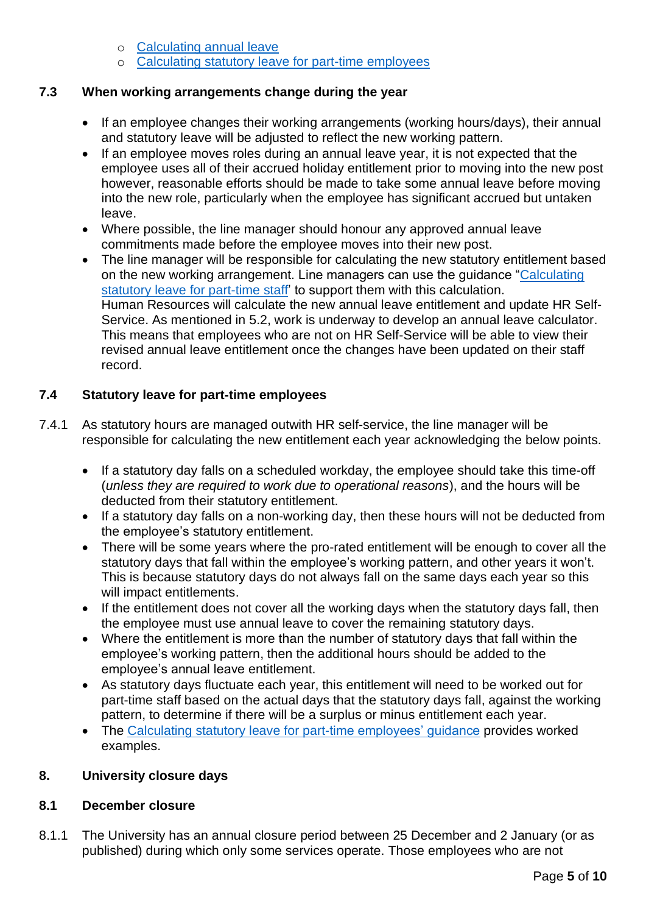- Calculating annual leave
- Calculating statutory leave for part-time employees

### 7.3 When working arrangements change during the year

- If an employee changes their working arrangements (working hours/days), their annual and statutory leave will be adjusted to reflect the new working pattern.
- If an employee moves roles during an annual leave year, it is not expected that the employee uses all of their accrued holiday entitlement prior to moving into the new post however, reasonable efforts should be made to take some annual leave before moving into the new role, particularly when the employee has significant accrued but untaken leave.
- Where possible, the line manager should honour any approved annual leave commitments made before the employee moves into their new post.
- The line manager will be responsible for calculating the new statutory entitlement based on the new working arrangement. Line managers can use the guidance "Calculating statutory leave for part-time staff' to support them with this calculation.
  Human Resources will calculate the new annual leave entitlement and update HR Self-Service. As mentioned in 5.2, work is underway to develop an annual leave calculator. This means that employees who are not on HR Self-Service will be able to view their revised annual leave entitlement once the changes have been updated on their staff record.

### 7.4 Statutory leave for part-time employees

7.4.1 As statutory hours are managed outwith HR self-service, the line manager will be responsible for calculating the new entitlement each year acknowledging the below points.

- If a statutory day falls on a scheduled workday, the employee should take this time-off (*unless they are required to work due to operational reasons*), and the hours will be deducted from their statutory entitlement.
- If a statutory day falls on a non-working day, then these hours will not be deducted from the employee's statutory entitlement.
- There will be some years where the pro-rated entitlement will be enough to cover all the statutory days that fall within the employee's working pattern, and other years it won't. This is because statutory days do not always fall on the same days each year so this will impact entitlements.
- If the entitlement does not cover all the working days when the statutory days fall, then the employee must use annual leave to cover the remaining statutory days.
- Where the entitlement is more than the number of statutory days that fall within the employee's working pattern, then the additional hours should be added to the employee's annual leave entitlement.
- As statutory days fluctuate each year, this entitlement will need to be worked out for part-time staff based on the actual days that the statutory days fall, against the working pattern, to determine if there will be a surplus or minus entitlement each year.
- The Calculating statutory leave for part-time employees' guidance provides worked examples.

## 8. University closure days

### 8.1 December closure

8.1.1 The University has an annual closure period between 25 December and 2 January (or as published) during which only some services operate. Those employees who are not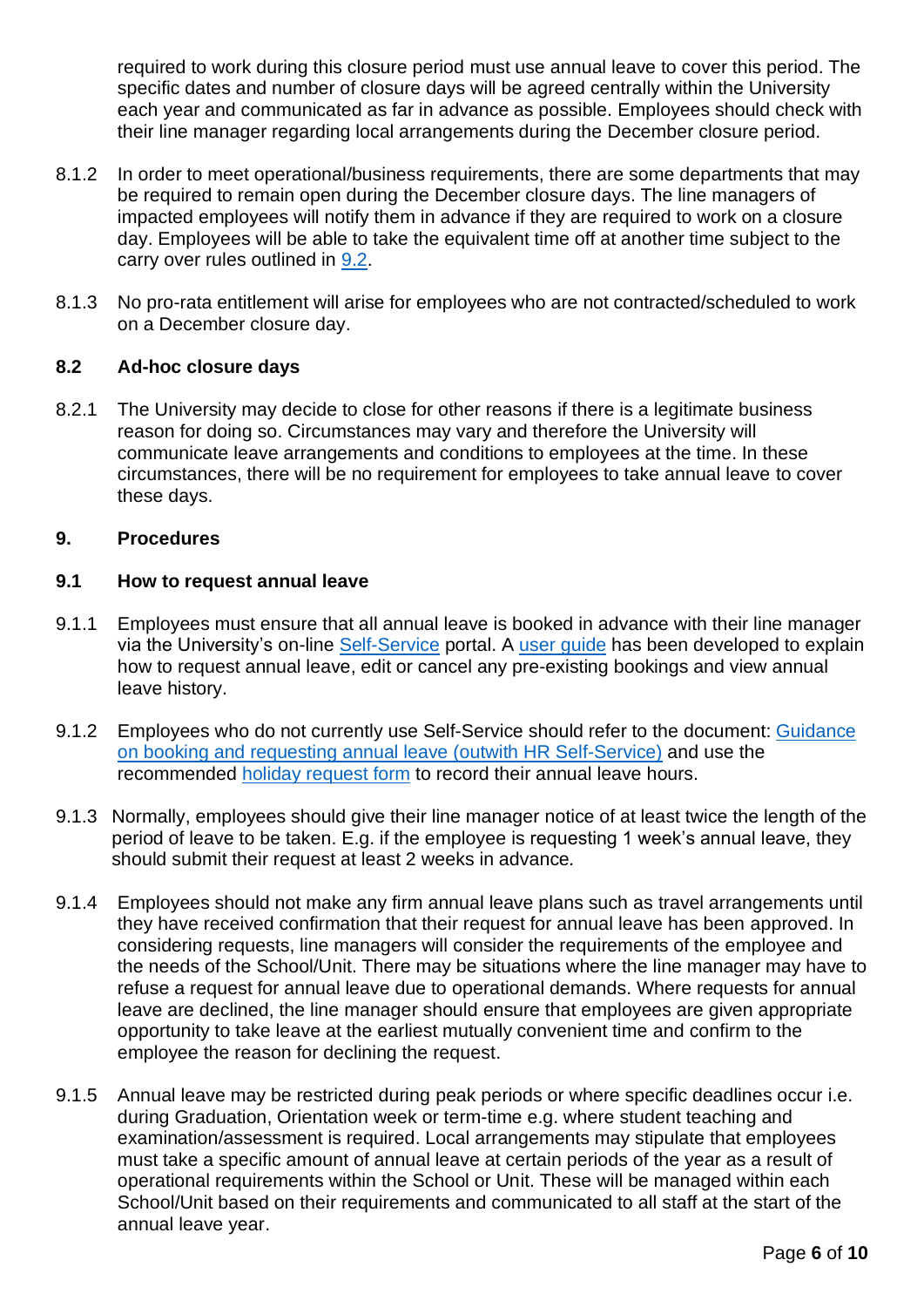required to work during this closure period must use annual leave to cover this period. The specific dates and number of closure days will be agreed centrally within the University each year and communicated as far in advance as possible. Employees should check with their line manager regarding local arrangements during the December closure period.

8.1.2 In order to meet operational/business requirements, there are some departments that may be required to remain open during the December closure days. The line managers of impacted employees will notify them in advance if they are required to work on a closure day. Employees will be able to take the equivalent time off at another time subject to the carry over rules outlined in 9.2.

8.1.3 No pro-rata entitlement will arise for employees who are not contracted/scheduled to work on a December closure day.

### 8.2 Ad-hoc closure days

8.2.1 The University may decide to close for other reasons if there is a legitimate business reason for doing so. Circumstances may vary and therefore the University will communicate leave arrangements and conditions to employees at the time. In these circumstances, there will be no requirement for employees to take annual leave to cover these days.

## 9. Procedures

### 9.1 How to request annual leave

9.1.1 Employees must ensure that all annual leave is booked in advance with their line manager via the University's on-line Self-Service portal. A user guide has been developed to explain how to request annual leave, edit or cancel any pre-existing bookings and view annual leave history.

9.1.2 Employees who do not currently use Self-Service should refer to the document: Guidance on booking and requesting annual leave (outwith HR Self-Service) and use the recommended holiday request form to record their annual leave hours.

9.1.3 Normally, employees should give their line manager notice of at least twice the length of the period of leave to be taken. E.g. if the employee is requesting 1 week's annual leave, they should submit their request at least 2 weeks in advance.

9.1.4 Employees should not make any firm annual leave plans such as travel arrangements until they have received confirmation that their request for annual leave has been approved. In considering requests, line managers will consider the requirements of the employee and the needs of the School/Unit. There may be situations where the line manager may have to refuse a request for annual leave due to operational demands. Where requests for annual leave are declined, the line manager should ensure that employees are given appropriate opportunity to take leave at the earliest mutually convenient time and confirm to the employee the reason for declining the request.

9.1.5 Annual leave may be restricted during peak periods or where specific deadlines occur i.e. during Graduation, Orientation week or term-time e.g. where student teaching and examination/assessment is required. Local arrangements may stipulate that employees must take a specific amount of annual leave at certain periods of the year as a result of operational requirements within the School or Unit. These will be managed within each School/Unit based on their requirements and communicated to all staff at the start of the annual leave year.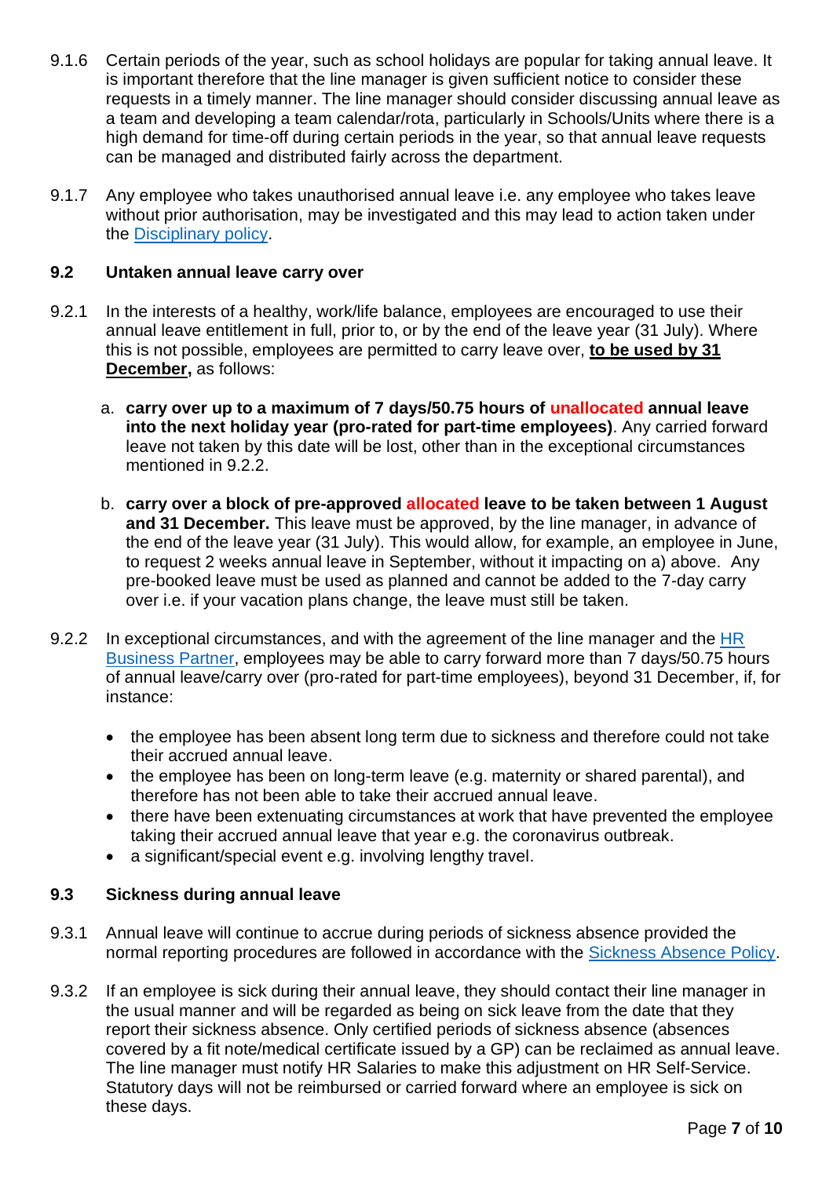9.1.6 Certain periods of the year, such as school holidays are popular for taking annual leave. It is important therefore that the line manager is given sufficient notice to consider these requests in a timely manner. The line manager should consider discussing annual leave as a team and developing a team calendar/rota, particularly in Schools/Units where there is a high demand for time-off during certain periods in the year, so that annual leave requests can be managed and distributed fairly across the department.

9.1.7 Any employee who takes unauthorised annual leave i.e. any employee who takes leave without prior authorisation, may be investigated and this may lead to action taken under the Disciplinary policy.

### 9.2 Untaken annual leave carry over

9.2.1 In the interests of a healthy, work/life balance, employees are encouraged to use their annual leave entitlement in full, prior to, or by the end of the leave year (31 July). Where this is not possible, employees are permitted to carry leave over, **to be used by 31 December,** as follows:

a. **carry over up to a maximum of 7 days/50.75 hours of unallocated annual leave into the next holiday year (pro-rated for part-time employees)**. Any carried forward leave not taken by this date will be lost, other than in the exceptional circumstances mentioned in 9.2.2.

b. **carry over a block of pre-approved allocated leave to be taken between 1 August and 31 December.** This leave must be approved, by the line manager, in advance of the end of the leave year (31 July). This would allow, for example, an employee in June, to request 2 weeks annual leave in September, without it impacting on a) above. Any pre-booked leave must be used as planned and cannot be added to the 7-day carry over i.e. if your vacation plans change, the leave must still be taken.

9.2.2 In exceptional circumstances, and with the agreement of the line manager and the HR Business Partner, employees may be able to carry forward more than 7 days/50.75 hours of annual leave/carry over (pro-rated for part-time employees), beyond 31 December, if, for instance:

- the employee has been absent long term due to sickness and therefore could not take their accrued annual leave.
- the employee has been on long-term leave (e.g. maternity or shared parental), and therefore has not been able to take their accrued annual leave.
- there have been extenuating circumstances at work that have prevented the employee taking their accrued annual leave that year e.g. the coronavirus outbreak.
- a significant/special event e.g. involving lengthy travel.

### 9.3 Sickness during annual leave

9.3.1 Annual leave will continue to accrue during periods of sickness absence provided the normal reporting procedures are followed in accordance with the Sickness Absence Policy.

9.3.2 If an employee is sick during their annual leave, they should contact their line manager in the usual manner and will be regarded as being on sick leave from the date that they report their sickness absence. Only certified periods of sickness absence (absences covered by a fit note/medical certificate issued by a GP) can be reclaimed as annual leave. The line manager must notify HR Salaries to make this adjustment on HR Self-Service. Statutory days will not be reimbursed or carried forward where an employee is sick on these days.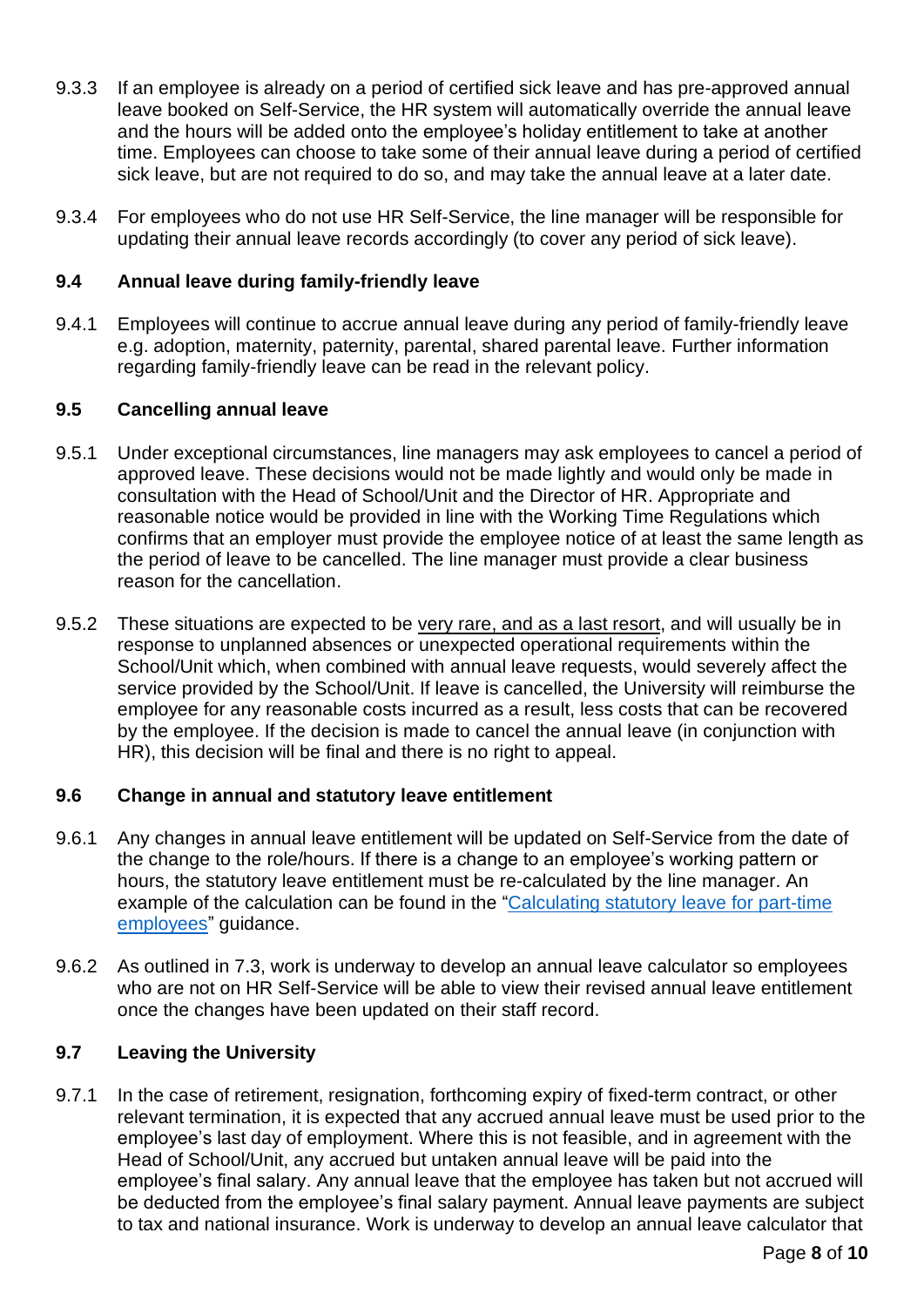9.3.3 If an employee is already on a period of certified sick leave and has pre-approved annual leave booked on Self-Service, the HR system will automatically override the annual leave and the hours will be added onto the employee's holiday entitlement to take at another time. Employees can choose to take some of their annual leave during a period of certified sick leave, but are not required to do so, and may take the annual leave at a later date.

9.3.4 For employees who do not use HR Self-Service, the line manager will be responsible for updating their annual leave records accordingly (to cover any period of sick leave).

### 9.4 Annual leave during family-friendly leave

9.4.1 Employees will continue to accrue annual leave during any period of family-friendly leave e.g. adoption, maternity, paternity, parental, shared parental leave. Further information regarding family-friendly leave can be read in the relevant policy.

### 9.5 Cancelling annual leave

9.5.1 Under exceptional circumstances, line managers may ask employees to cancel a period of approved leave. These decisions would not be made lightly and would only be made in consultation with the Head of School/Unit and the Director of HR. Appropriate and reasonable notice would be provided in line with the Working Time Regulations which confirms that an employer must provide the employee notice of at least the same length as the period of leave to be cancelled. The line manager must provide a clear business reason for the cancellation.

9.5.2 These situations are expected to be very rare, and as a last resort, and will usually be in response to unplanned absences or unexpected operational requirements within the School/Unit which, when combined with annual leave requests, would severely affect the service provided by the School/Unit. If leave is cancelled, the University will reimburse the employee for any reasonable costs incurred as a result, less costs that can be recovered by the employee. If the decision is made to cancel the annual leave (in conjunction with HR), this decision will be final and there is no right to appeal.

### 9.6 Change in annual and statutory leave entitlement

9.6.1 Any changes in annual leave entitlement will be updated on Self-Service from the date of the change to the role/hours. If there is a change to an employee's working pattern or hours, the statutory leave entitlement must be re-calculated by the line manager. An example of the calculation can be found in the "Calculating statutory leave for part-time employees" guidance.

9.6.2 As outlined in 7.3, work is underway to develop an annual leave calculator so employees who are not on HR Self-Service will be able to view their revised annual leave entitlement once the changes have been updated on their staff record.

### 9.7 Leaving the University

9.7.1 In the case of retirement, resignation, forthcoming expiry of fixed-term contract, or other relevant termination, it is expected that any accrued annual leave must be used prior to the employee's last day of employment. Where this is not feasible, and in agreement with the Head of School/Unit, any accrued but untaken annual leave will be paid into the employee's final salary. Any annual leave that the employee has taken but not accrued will be deducted from the employee's final salary payment. Annual leave payments are subject to tax and national insurance. Work is underway to develop an annual leave calculator that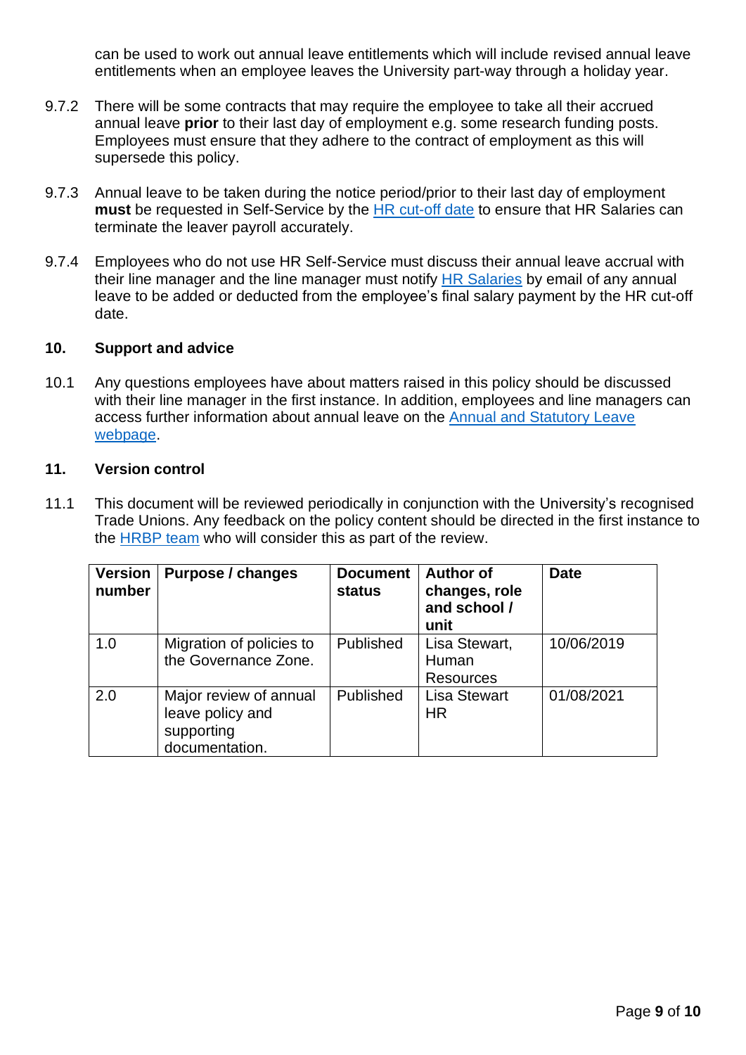can be used to work out annual leave entitlements which will include revised annual leave entitlements when an employee leaves the University part-way through a holiday year.

9.7.2 There will be some contracts that may require the employee to take all their accrued annual leave **prior** to their last day of employment e.g. some research funding posts. Employees must ensure that they adhere to the contract of employment as this will supersede this policy.

9.7.3 Annual leave to be taken during the notice period/prior to their last day of employment **must** be requested in Self-Service by the HR cut-off date to ensure that HR Salaries can terminate the leaver payroll accurately.

9.7.4 Employees who do not use HR Self-Service must discuss their annual leave accrual with their line manager and the line manager must notify HR Salaries by email of any annual leave to be added or deducted from the employee's final salary payment by the HR cut-off date.

## 10. Support and advice

10.1 Any questions employees have about matters raised in this policy should be discussed with their line manager in the first instance. In addition, employees and line managers can access further information about annual leave on the Annual and Statutory Leave webpage.

## 11. Version control

11.1 This document will be reviewed periodically in conjunction with the University's recognised Trade Unions. Any feedback on the policy content should be directed in the first instance to the HRBP team who will consider this as part of the review.

| Version number | Purpose / changes | Document status | Author of changes, role and school / unit | Date |
|---|---|---|---|---|
| 1.0 | Migration of policies to the Governance Zone. | Published | Lisa Stewart, Human Resources | 10/06/2019 |
| 2.0 | Major review of annual leave policy and supporting documentation. | Published | Lisa Stewart HR | 01/08/2021 |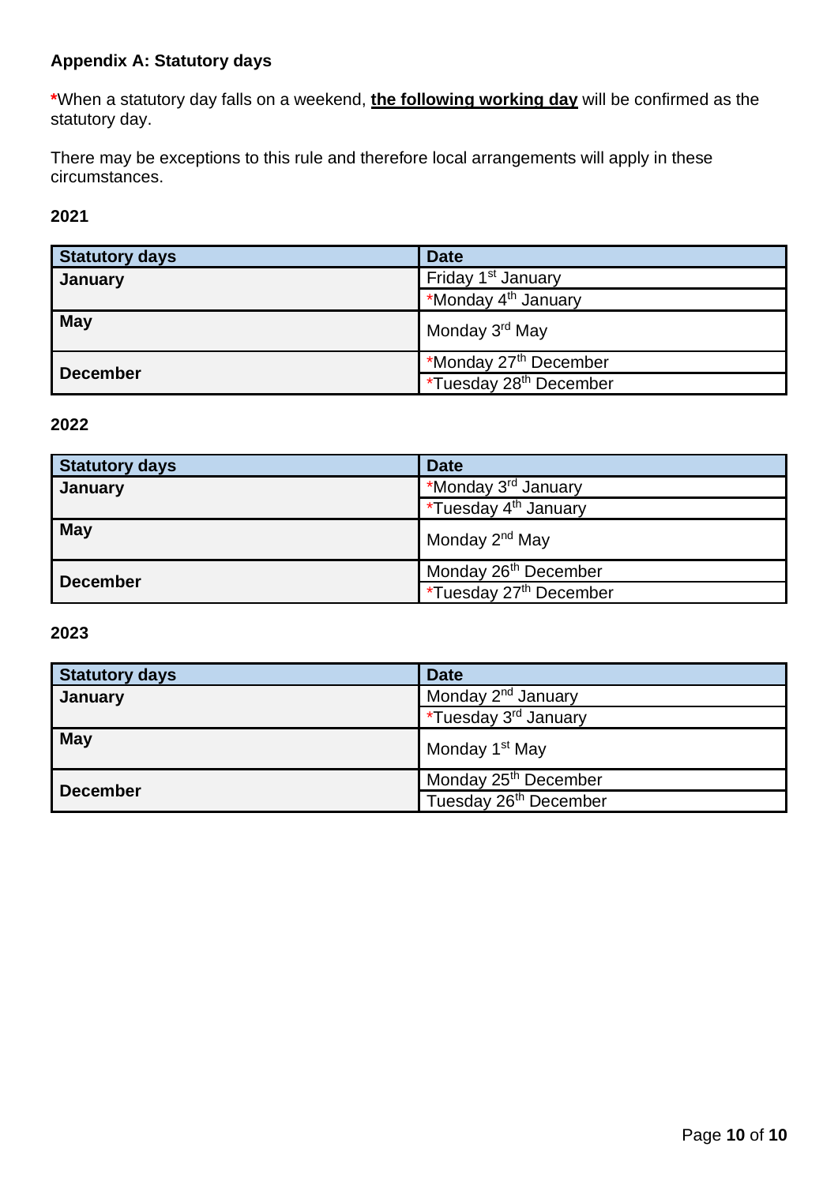**Appendix A: Statutory days**

*When a statutory day falls on a weekend, **the following working day** will be confirmed as the statutory day.

There may be exceptions to this rule and therefore local arrangements will apply in these circumstances.

**2021**

| Statutory days | Date |
|---|---|
| January | Friday 1st January |
| | *Monday 4th January |
| May | Monday 3rd May |
| December | *Monday 27th December |
| | *Tuesday 28th December |

**2022**

| Statutory days | Date |
|---|---|
| January | *Monday 3rd January |
| | *Tuesday 4th January |
| May | Monday 2nd May |
| December | Monday 26th December |
| | *Tuesday 27th December |

**2023**

| Statutory days | Date |
|---|---|
| January | Monday 2nd January |
| | *Tuesday 3rd January |
| May | Monday 1st May |
| December | Monday 25th December |
| | Tuesday 26th December |